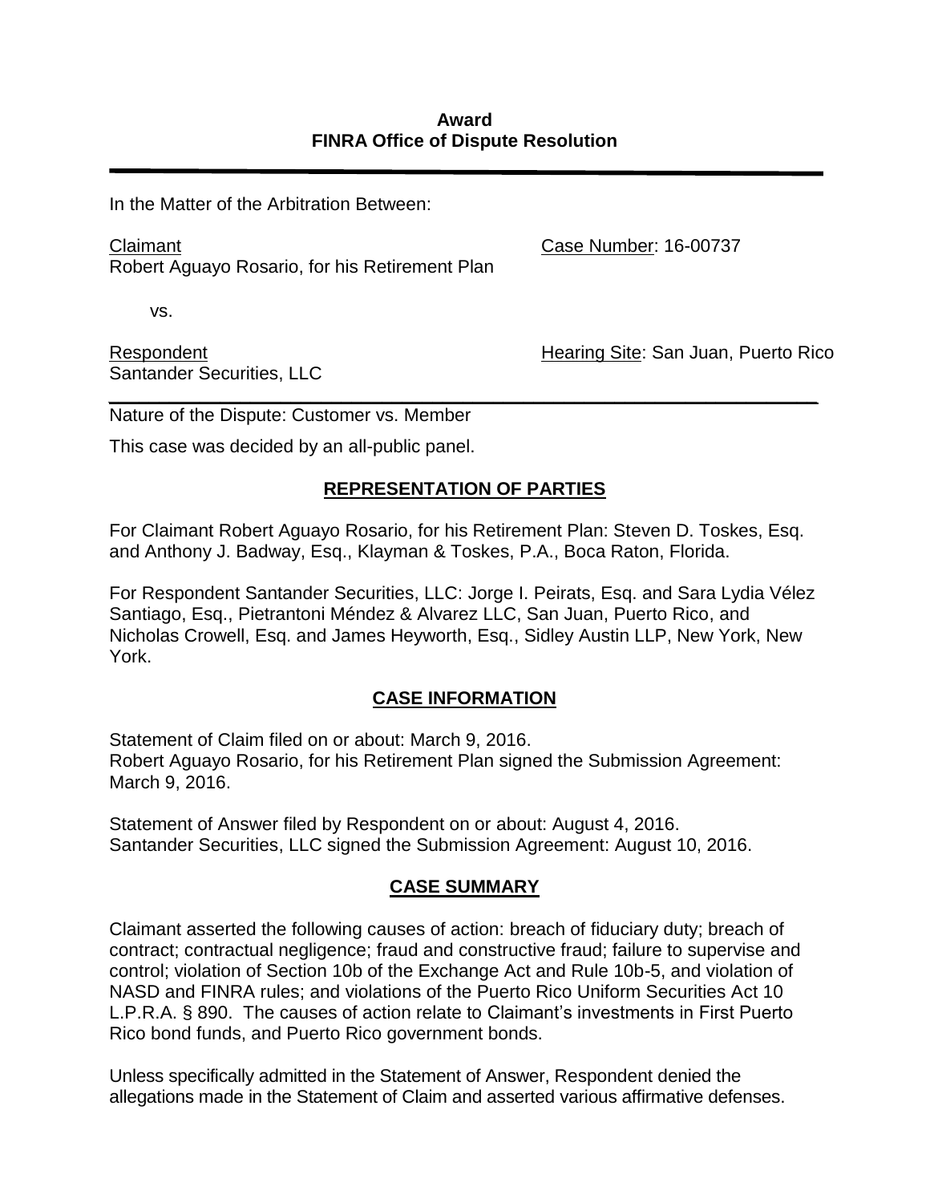**Award**
**FINRA Office of Dispute Resolution**

---

In the Matter of the Arbitration Between:

Claimant
Robert Aguayo Rosario, for his Retirement Plan

Case Number: 16-00737

vs.

Respondent
Santander Securities, LLC

Hearing Site: San Juan, Puerto Rico

---

Nature of the Dispute: Customer vs. Member

This case was decided by an all-public panel.

## REPRESENTATION OF PARTIES

For Claimant Robert Aguayo Rosario, for his Retirement Plan: Steven D. Toskes, Esq. and Anthony J. Badway, Esq., Klayman & Toskes, P.A., Boca Raton, Florida.

For Respondent Santander Securities, LLC: Jorge I. Peirats, Esq. and Sara Lydia Vélez Santiago, Esq., Pietrantoni Méndez & Alvarez LLC, San Juan, Puerto Rico, and Nicholas Crowell, Esq. and James Heyworth, Esq., Sidley Austin LLP, New York, New York.

## CASE INFORMATION

Statement of Claim filed on or about: March 9, 2016.
Robert Aguayo Rosario, for his Retirement Plan signed the Submission Agreement: March 9, 2016.

Statement of Answer filed by Respondent on or about: August 4, 2016.
Santander Securities, LLC signed the Submission Agreement: August 10, 2016.

## CASE SUMMARY

Claimant asserted the following causes of action: breach of fiduciary duty; breach of contract; contractual negligence; fraud and constructive fraud; failure to supervise and control; violation of Section 10b of the Exchange Act and Rule 10b-5, and violation of NASD and FINRA rules; and violations of the Puerto Rico Uniform Securities Act 10 L.P.R.A. § 890. The causes of action relate to Claimant's investments in First Puerto Rico bond funds, and Puerto Rico government bonds.

Unless specifically admitted in the Statement of Answer, Respondent denied the allegations made in the Statement of Claim and asserted various affirmative defenses.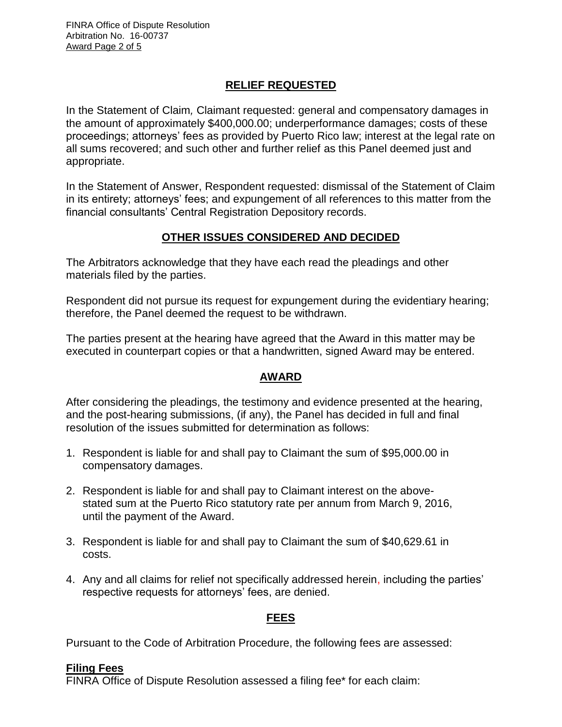## RELIEF REQUESTED

In the Statement of Claim*,* Claimant requested: general and compensatory damages in the amount of approximately $400,000.00; underperformance damages; costs of these proceedings; attorneys' fees as provided by Puerto Rico law; interest at the legal rate on all sums recovered; and such other and further relief as this Panel deemed just and appropriate.

In the Statement of Answer, Respondent requested: dismissal of the Statement of Claim in its entirety; attorneys' fees; and expungement of all references to this matter from the financial consultants' Central Registration Depository records.

## OTHER ISSUES CONSIDERED AND DECIDED

The Arbitrators acknowledge that they have each read the pleadings and other materials filed by the parties.

Respondent did not pursue its request for expungement during the evidentiary hearing; therefore, the Panel deemed the request to be withdrawn.

The parties present at the hearing have agreed that the Award in this matter may be executed in counterpart copies or that a handwritten, signed Award may be entered.

## AWARD

After considering the pleadings, the testimony and evidence presented at the hearing, and the post-hearing submissions, (if any), the Panel has decided in full and final resolution of the issues submitted for determination as follows:

1. Respondent is liable for and shall pay to Claimant the sum of $95,000.00 in compensatory damages.
2. Respondent is liable for and shall pay to Claimant interest on the above-stated sum at the Puerto Rico statutory rate per annum from March 9, 2016, until the payment of the Award.
3. Respondent is liable for and shall pay to Claimant the sum of $40,629.61 in costs.
4. Any and all claims for relief not specifically addressed herein, including the parties' respective requests for attorneys' fees, are denied.

## FEES

Pursuant to the Code of Arbitration Procedure, the following fees are assessed:

**Filing Fees**

FINRA Office of Dispute Resolution assessed a filing fee* for each claim: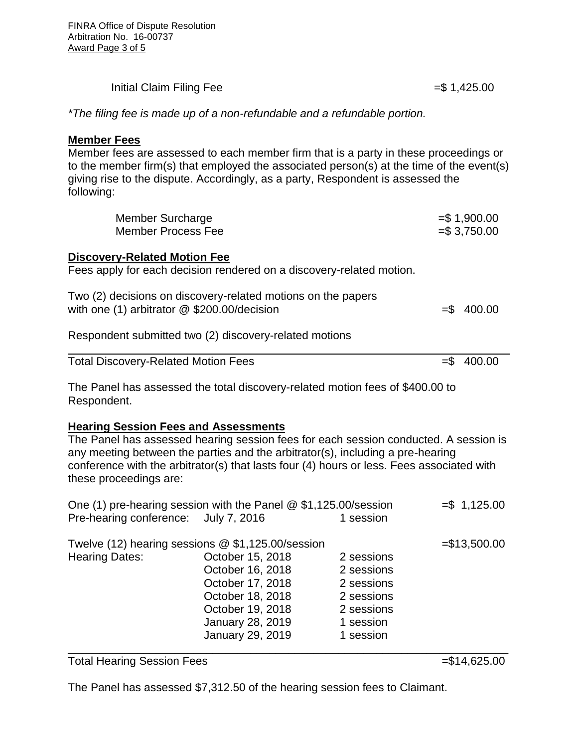| | |
|---|---|
| Initial Claim Filing Fee | =$ 1,425.00 |

*\*The filing fee is made up of a non-refundable and a refundable portion.*

**Member Fees**

Member fees are assessed to each member firm that is a party in these proceedings or to the member firm(s) that employed the associated person(s) at the time of the event(s) giving rise to the dispute. Accordingly, as a party, Respondent is assessed the following:

| | |
|---|---|
| Member Surcharge | =$ 1,900.00 |
| Member Process Fee | =$ 3,750.00 |

**Discovery-Related Motion Fee**

Fees apply for each decision rendered on a discovery-related motion.

| | |
|---|---|
| Two (2) decisions on discovery-related motions on the papers with one (1) arbitrator @ $200.00/decision | =$ 400.00 |

Respondent submitted two (2) discovery-related motions

| | |
|---|---|
| Total Discovery-Related Motion Fees | =$ 400.00 |

The Panel has assessed the total discovery-related motion fees of $400.00 to Respondent.

**Hearing Session Fees and Assessments**

The Panel has assessed hearing session fees for each session conducted. A session is any meeting between the parties and the arbitrator(s), including a pre-hearing conference with the arbitrator(s) that lasts four (4) hours or less. Fees associated with these proceedings are:

| | | | |
|---|---|---|---|
| One (1) pre-hearing session with the Panel @ $1,125.00/session | | | =$ 1,125.00 |
| Pre-hearing conference: | July 7, 2016 | 1 session | |
| | | | |
| Twelve (12) hearing sessions @ $1,125.00/session | | | =$13,500.00 |
| Hearing Dates: | October 15, 2018 | 2 sessions | |
| | October 16, 2018 | 2 sessions | |
| | October 17, 2018 | 2 sessions | |
| | October 18, 2018 | 2 sessions | |
| | October 19, 2018 | 2 sessions | |
| | January 28, 2019 | 1 session | |
| | January 29, 2019 | 1 session | |
| Total Hearing Session Fees | | | =$14,625.00 |

The Panel has assessed $7,312.50 of the hearing session fees to Claimant.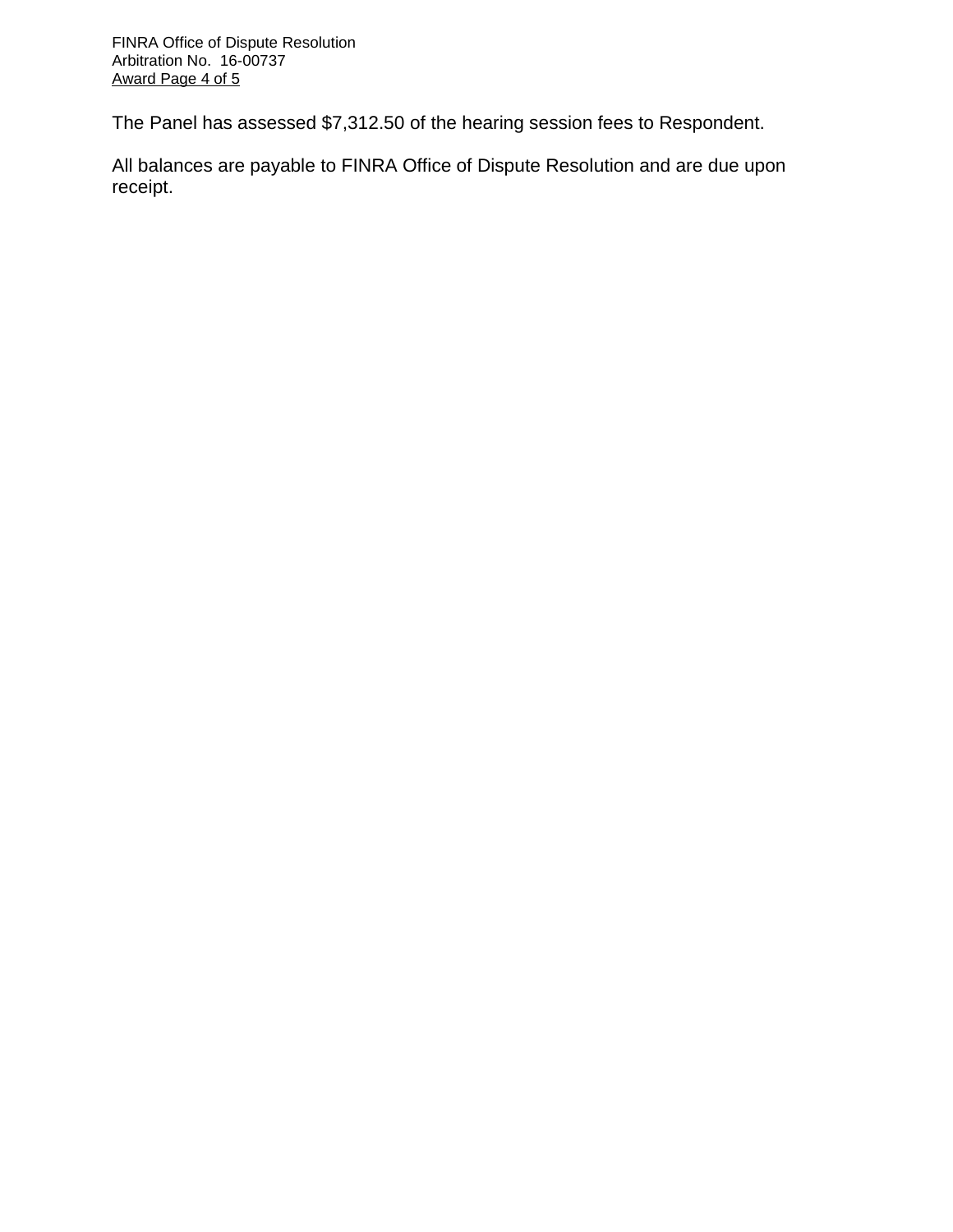The Panel has assessed $7,312.50 of the hearing session fees to Respondent.

All balances are payable to FINRA Office of Dispute Resolution and are due upon receipt.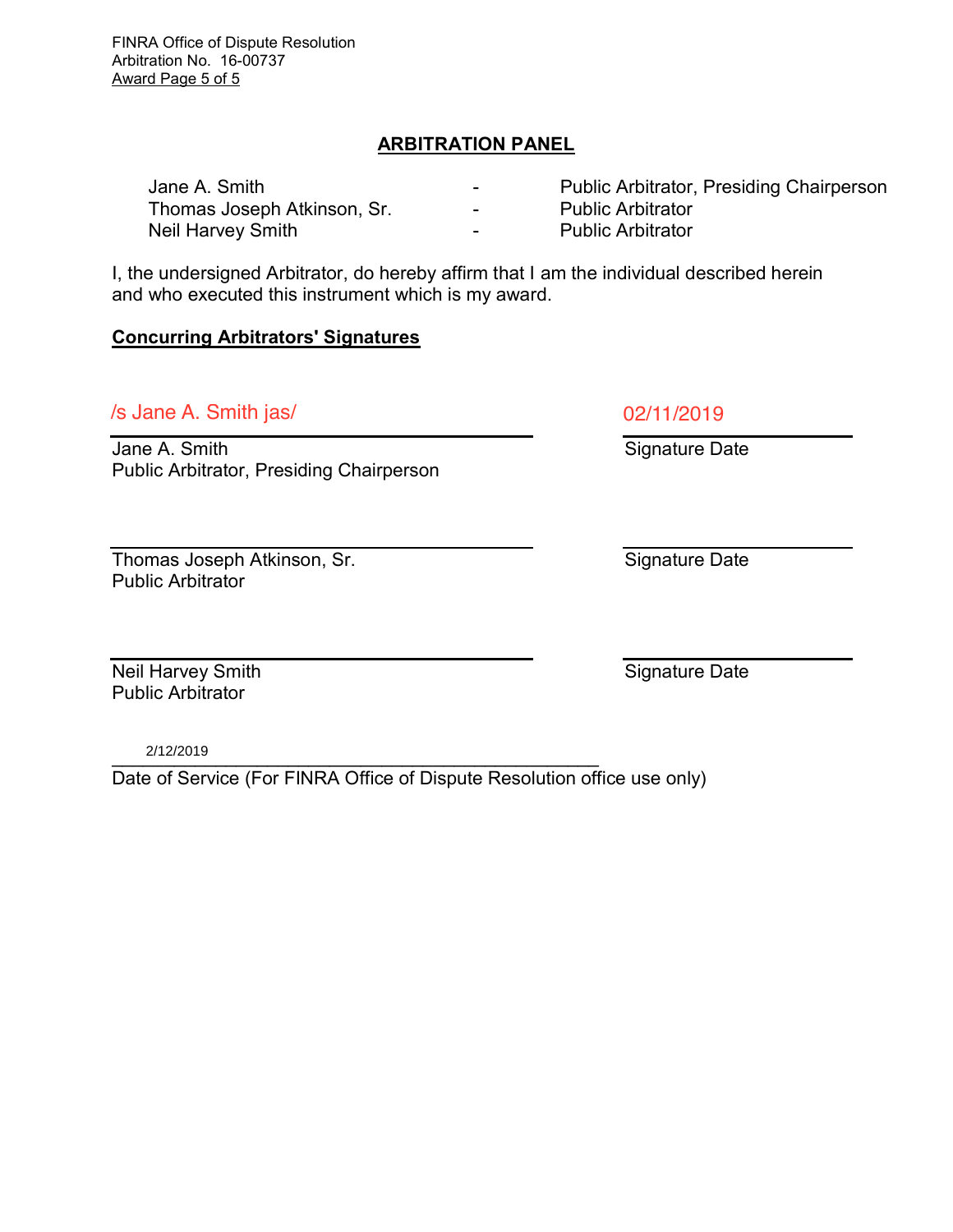## ARBITRATION PANEL

| | | |
|---|---|---|
| Jane A. Smith | - | Public Arbitrator, Presiding Chairperson |
| Thomas Joseph Atkinson, Sr. | - | Public Arbitrator |
| Neil Harvey Smith | - | Public Arbitrator |

I, the undersigned Arbitrator, do hereby affirm that I am the individual described herein and who executed this instrument which is my award.

**Concurring Arbitrators' Signatures**

/s Jane A. Smith jas/ — 02/11/2019

Jane A. Smith
Public Arbitrator, Presiding Chairperson — Signature Date

Thomas Joseph Atkinson, Sr.
Public Arbitrator — Signature Date

Neil Harvey Smith
Public Arbitrator — Signature Date

2/12/2019

Date of Service (For FINRA Office of Dispute Resolution office use only)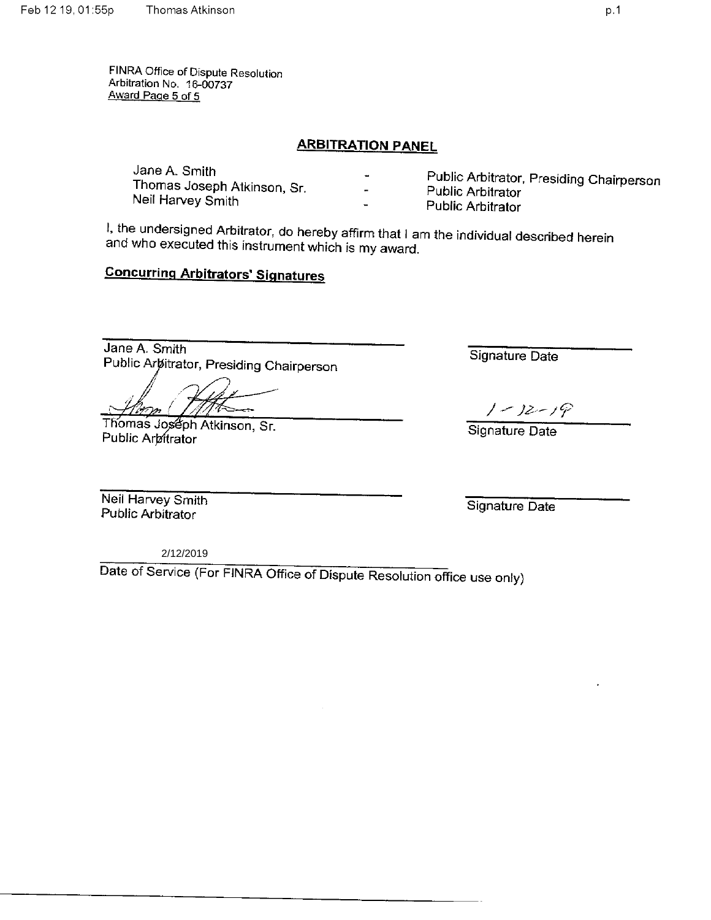FINRA Office of Dispute Resolution
Arbitration No. 16-00737
Award Page 5 of 5

## ARBITRATION PANEL

| | | |
|---|---|---|
| Jane A. Smith | - | Public Arbitrator, Presiding Chairperson |
| Thomas Joseph Atkinson, Sr. | - | Public Arbitrator |
| Neil Harvey Smith | - | Public Arbitrator |

I, the undersigned Arbitrator, do hereby affirm that I am the individual described herein and who executed this instrument which is my award.

**Concurring Arbitrators' Signatures**

Jane A. Smith
Public Arbitrator, Presiding Chairperson

Signature Date

Thomas Joseph Atkinson, Sr.
Public Arbitrator

1-12-19
Signature Date

Neil Harvey Smith
Public Arbitrator

Signature Date

2/12/2019
Date of Service (For FINRA Office of Dispute Resolution office use only)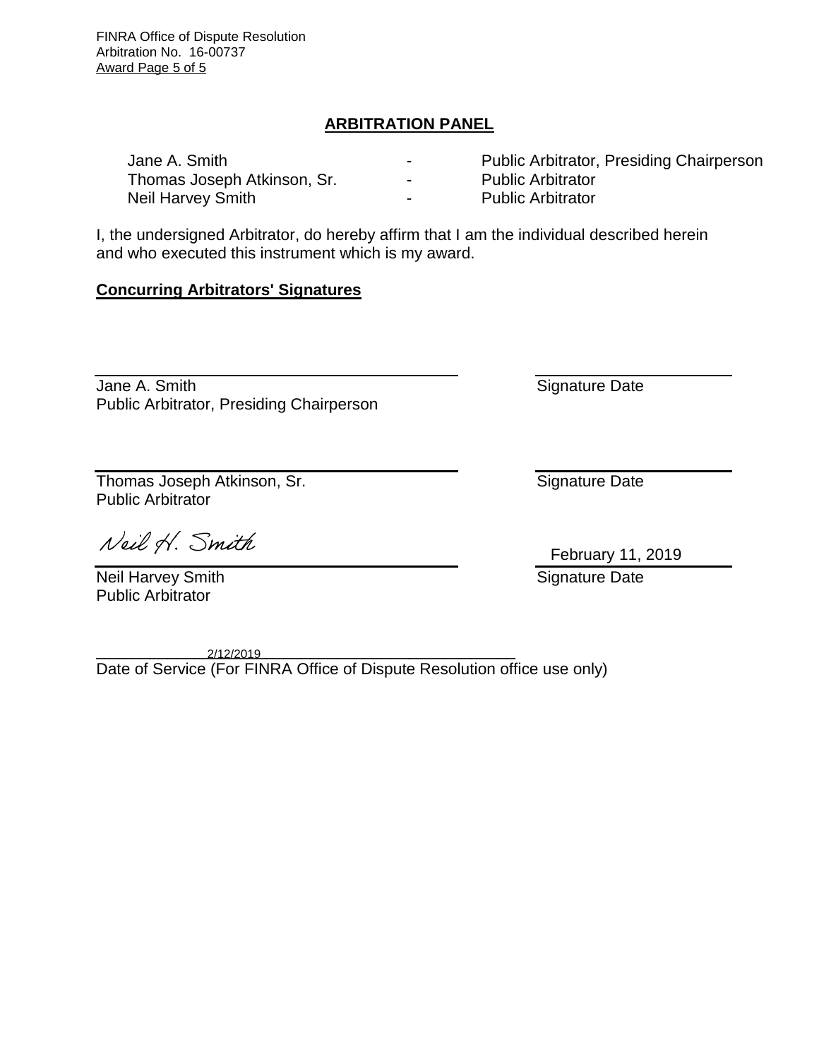## ARBITRATION PANEL

| | | |
|---|---|---|
| Jane A. Smith | - | Public Arbitrator, Presiding Chairperson |
| Thomas Joseph Atkinson, Sr. | - | Public Arbitrator |
| Neil Harvey Smith | - | Public Arbitrator |

I, the undersigned Arbitrator, do hereby affirm that I am the individual described herein and who executed this instrument which is my award.

**Concurring Arbitrators' Signatures**

_______________________________ _______________
Jane A. Smith — Signature Date
Public Arbitrator, Presiding Chairperson

_______________________________ _______________
Thomas Joseph Atkinson, Sr. — Signature Date
Public Arbitrator

Neil H. Smith — February 11, 2019
_______________________________ _______________
Neil Harvey Smith — Signature Date
Public Arbitrator

2/12/2019
Date of Service (For FINRA Office of Dispute Resolution office use only)